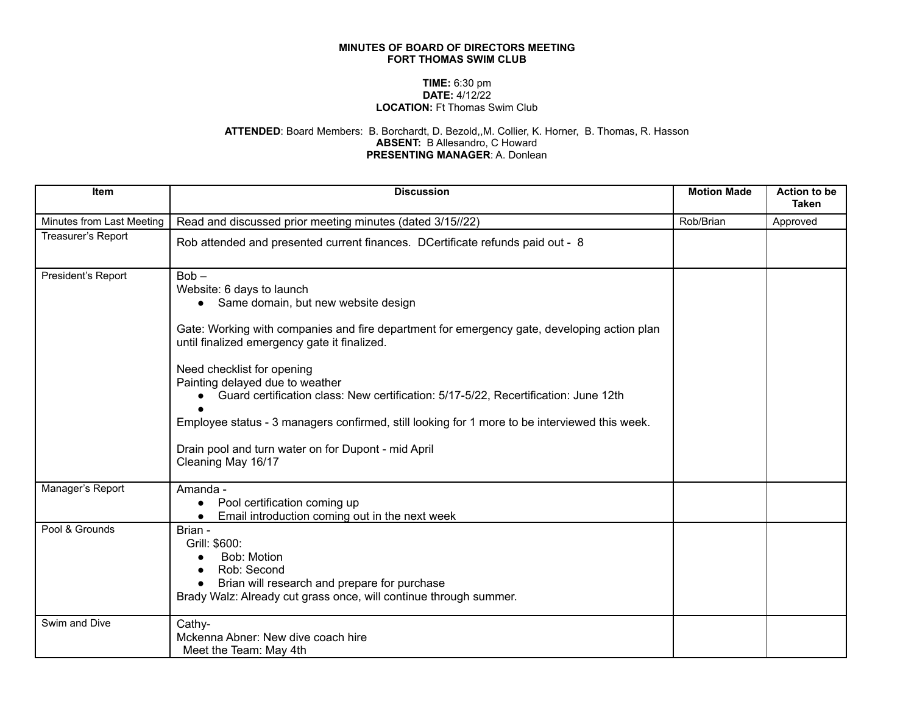**MINUTES OF BOARD OF DIRECTORS MEETING**
**FORT THOMAS SWIM CLUB**

**TIME:** 6:30 pm
**DATE:** 4/12/22
**LOCATION:** Ft Thomas Swim Club

**ATTENDED**: Board Members: B. Borchardt, D. Bezold,,M. Collier, K. Horner, B. Thomas, R. Hasson
**ABSENT:** B Allesandro, C Howard
**PRESENTING MANAGER**: A. Donlean

| Item | Discussion | Motion Made | Action to be Taken |
|---|---|---|---|
| Minutes from Last Meeting | Read and discussed prior meeting minutes (dated 3/15//22) | Rob/Brian | Approved |
| Treasurer's Report | Rob attended and presented current finances. DCertificate refunds paid out - 8 | | |
| President's Report | Bob –<br>Website: 6 days to launch<br>● Same domain, but new website design<br><br>Gate: Working with companies and fire department for emergency gate, developing action plan until finalized emergency gate it finalized.<br><br>Need checklist for opening<br>Painting delayed due to weather<br>● Guard certification class: New certification: 5/17-5/22, Recertification: June 12th<br>●<br>Employee status - 3 managers confirmed, still looking for 1 more to be interviewed this week.<br><br>Drain pool and turn water on for Dupont - mid April<br>Cleaning May 16/17 | | |
| Manager's Report | Amanda -<br>● Pool certification coming up<br>● Email introduction coming out in the next week | | |
| Pool & Grounds | Brian -<br>Grill: $600:<br>● Bob: Motion<br>● Rob: Second<br>● Brian will research and prepare for purchase<br>Brady Walz: Already cut grass once, will continue through summer. | | |
| Swim and Dive | Cathy-<br>Mckenna Abner: New dive coach hire<br>Meet the Team: May 4th | | |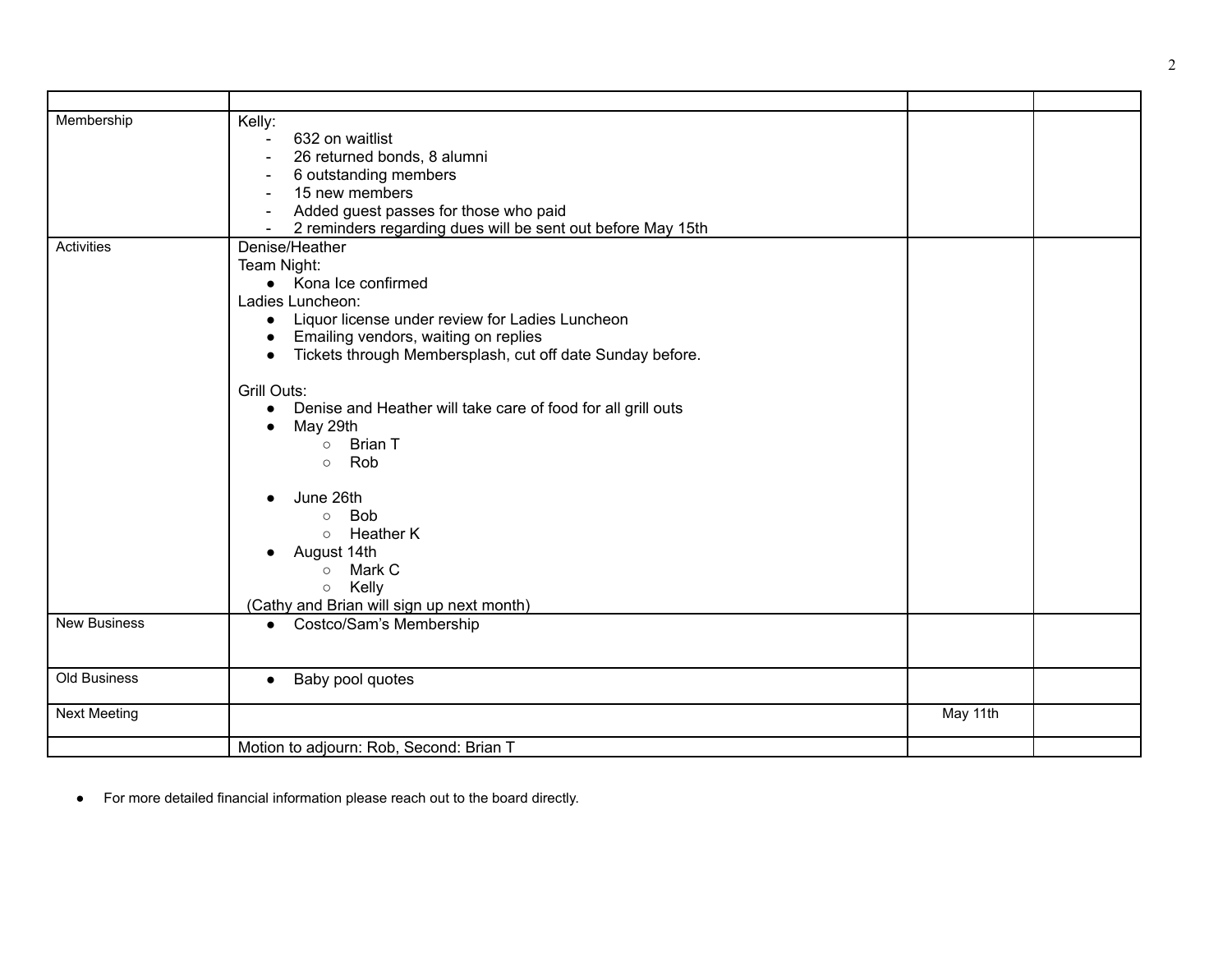| | | | |
|---|---|---|---|
| Membership | Kelly:<br>- 632 on waitlist<br>- 26 returned bonds, 8 alumni<br>- 6 outstanding members<br>- 15 new members<br>- Added guest passes for those who paid<br>- 2 reminders regarding dues will be sent out before May 15th | | |
| Activities | Denise/Heather<br>Team Night:<br>● Kona Ice confirmed<br>Ladies Luncheon:<br>● Liquor license under review for Ladies Luncheon<br>● Emailing vendors, waiting on replies<br>● Tickets through Membersplash, cut off date Sunday before.<br><br>Grill Outs:<br>● Denise and Heather will take care of food for all grill outs<br>● May 29th<br>○ Brian T<br>○ Rob<br><br>● June 26th<br>○ Bob<br>○ Heather K<br>● August 14th<br>○ Mark C<br>○ Kelly<br>(Cathy and Brian will sign up next month) | | |
| New Business | ● Costco/Sam's Membership | | |
| Old Business | ● Baby pool quotes | | |
| Next Meeting | | May 11th | |
| | Motion to adjourn: Rob, Second: Brian T | | |

- For more detailed financial information please reach out to the board directly.